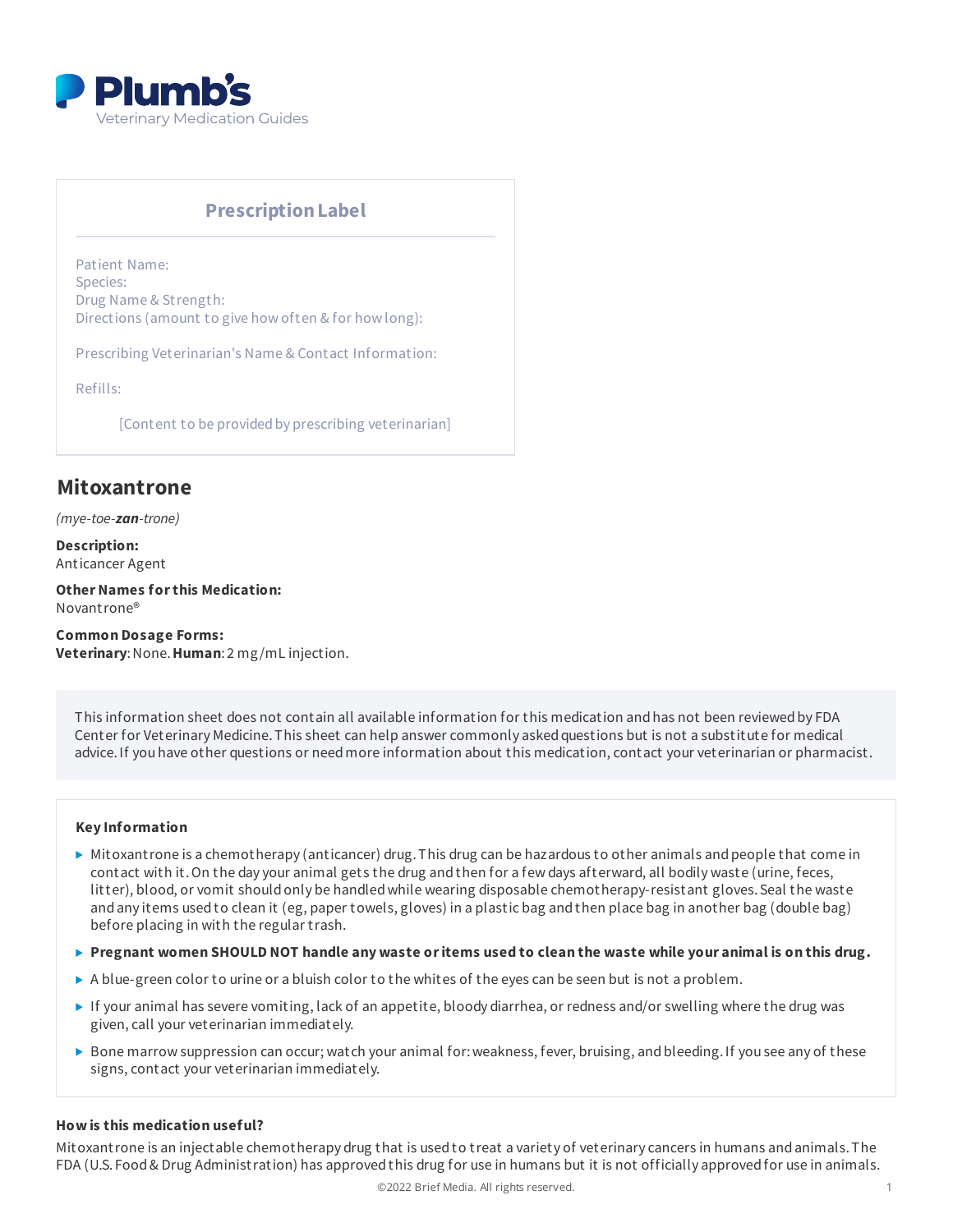Plumb's
Veterinary Medication Guides

## Prescription Label

Patient Name:
Species:
Drug Name & Strength:
Directions (amount to give how often & for how long):

Prescribing Veterinarian's Name & Contact Information:

Refills:

[Content to be provided by prescribing veterinarian]

# Mitoxantrone

*(mye-toe-**zan**-trone)*

**Description:**
Anticancer Agent

**Other Names for this Medication:**
Novantrone®

**Common Dosage Forms:**
**Veterinary**: None. **Human**: 2 mg/mL injection.

This information sheet does not contain all available information for this medication and has not been reviewed by FDA Center for Veterinary Medicine. This sheet can help answer commonly asked questions but is not a substitute for medical advice. If you have other questions or need more information about this medication, contact your veterinarian or pharmacist.

**Key Information**

- Mitoxantrone is a chemotherapy (anticancer) drug. This drug can be hazardous to other animals and people that come in contact with it. On the day your animal gets the drug and then for a few days afterward, all bodily waste (urine, feces, litter), blood, or vomit should only be handled while wearing disposable chemotherapy-resistant gloves. Seal the waste and any items used to clean it (eg, paper towels, gloves) in a plastic bag and then place bag in another bag (double bag) before placing in with the regular trash.
- **Pregnant women SHOULD NOT handle any waste or items used to clean the waste while your animal is on this drug.**
- A blue-green color to urine or a bluish color to the whites of the eyes can be seen but is not a problem.
- If your animal has severe vomiting, lack of an appetite, bloody diarrhea, or redness and/or swelling where the drug was given, call your veterinarian immediately.
- Bone marrow suppression can occur; watch your animal for: weakness, fever, bruising, and bleeding. If you see any of these signs, contact your veterinarian immediately.

**How is this medication useful?**

Mitoxantrone is an injectable chemotherapy drug that is used to treat a variety of veterinary cancers in humans and animals. The FDA (U.S. Food & Drug Administration) has approved this drug for use in humans but it is not officially approved for use in animals.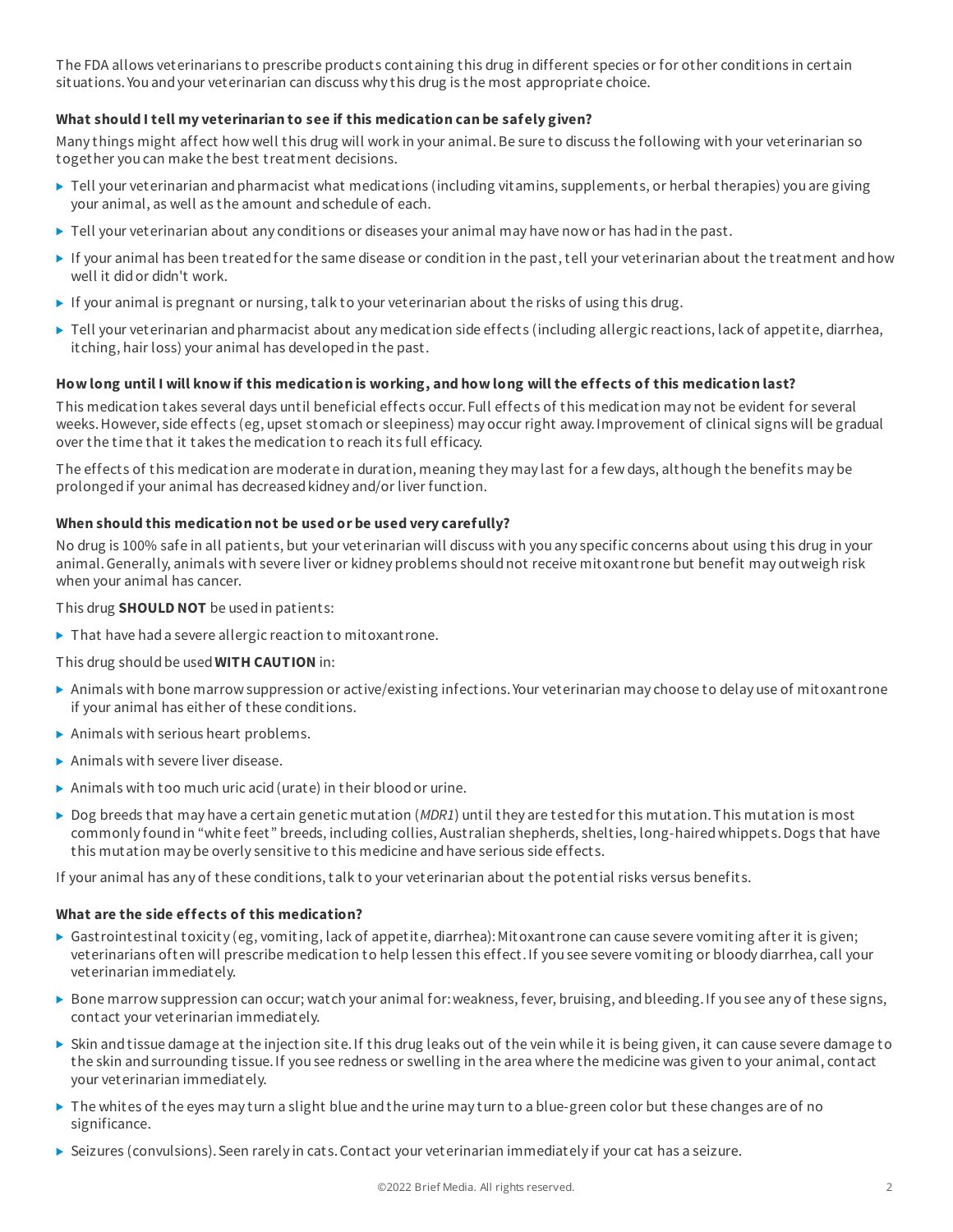The FDA allows veterinarians to prescribe products containing this drug in different species or for other conditions in certain situations. You and your veterinarian can discuss why this drug is the most appropriate choice.

### What should I tell my veterinarian to see if this medication can be safely given?

Many things might affect how well this drug will work in your animal. Be sure to discuss the following with your veterinarian so together you can make the best treatment decisions.

- Tell your veterinarian and pharmacist what medications (including vitamins, supplements, or herbal therapies) you are giving your animal, as well as the amount and schedule of each.
- Tell your veterinarian about any conditions or diseases your animal may have now or has had in the past.
- If your animal has been treated for the same disease or condition in the past, tell your veterinarian about the treatment and how well it did or didn't work.
- If your animal is pregnant or nursing, talk to your veterinarian about the risks of using this drug.
- Tell your veterinarian and pharmacist about any medication side effects (including allergic reactions, lack of appetite, diarrhea, itching, hair loss) your animal has developed in the past.

### How long until I will know if this medication is working, and how long will the effects of this medication last?

This medication takes several days until beneficial effects occur. Full effects of this medication may not be evident for several weeks. However, side effects (eg, upset stomach or sleepiness) may occur right away. Improvement of clinical signs will be gradual over the time that it takes the medication to reach its full efficacy.

The effects of this medication are moderate in duration, meaning they may last for a few days, although the benefits may be prolonged if your animal has decreased kidney and/or liver function.

### When should this medication not be used or be used very carefully?

No drug is 100% safe in all patients, but your veterinarian will discuss with you any specific concerns about using this drug in your animal. Generally, animals with severe liver or kidney problems should not receive mitoxantrone but benefit may outweigh risk when your animal has cancer.

This drug **SHOULD NOT** be used in patients:

- That have had a severe allergic reaction to mitoxantrone.

This drug should be used **WITH CAUTION** in:

- Animals with bone marrow suppression or active/existing infections. Your veterinarian may choose to delay use of mitoxantrone if your animal has either of these conditions.
- Animals with serious heart problems.
- Animals with severe liver disease.
- Animals with too much uric acid (urate) in their blood or urine.
- Dog breeds that may have a certain genetic mutation (*MDR1*) until they are tested for this mutation. This mutation is most commonly found in "white feet" breeds, including collies, Australian shepherds, shelties, long-haired whippets. Dogs that have this mutation may be overly sensitive to this medicine and have serious side effects.

If your animal has any of these conditions, talk to your veterinarian about the potential risks versus benefits.

### What are the side effects of this medication?

- Gastrointestinal toxicity (eg, vomiting, lack of appetite, diarrhea): Mitoxantrone can cause severe vomiting after it is given; veterinarians often will prescribe medication to help lessen this effect. If you see severe vomiting or bloody diarrhea, call your veterinarian immediately.
- Bone marrow suppression can occur; watch your animal for: weakness, fever, bruising, and bleeding. If you see any of these signs, contact your veterinarian immediately.
- Skin and tissue damage at the injection site. If this drug leaks out of the vein while it is being given, it can cause severe damage to the skin and surrounding tissue. If you see redness or swelling in the area where the medicine was given to your animal, contact your veterinarian immediately.
- The whites of the eyes may turn a slight blue and the urine may turn to a blue-green color but these changes are of no significance.
- Seizures (convulsions). Seen rarely in cats. Contact your veterinarian immediately if your cat has a seizure.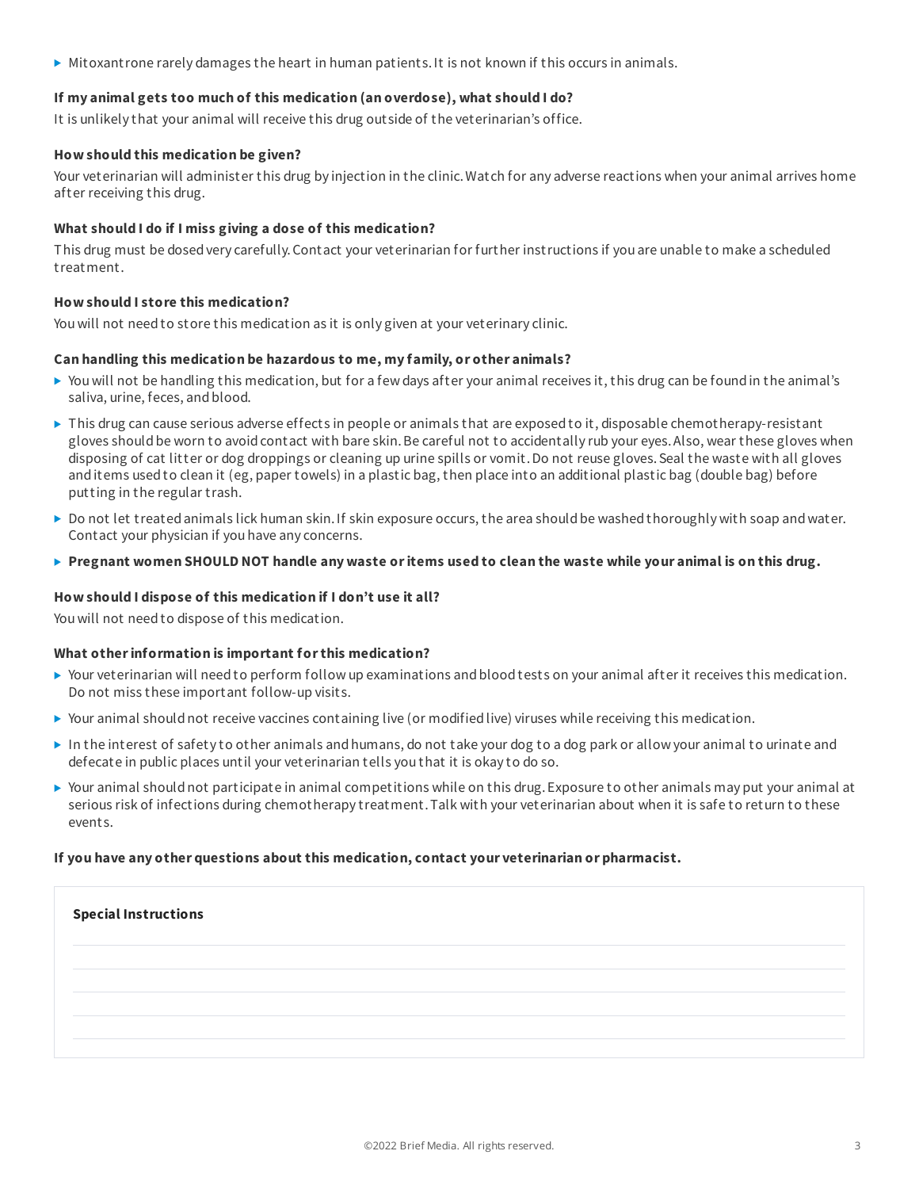- Mitoxantrone rarely damages the heart in human patients. It is not known if this occurs in animals.

### If my animal gets too much of this medication (an overdose), what should I do?

It is unlikely that your animal will receive this drug outside of the veterinarian's office.

### How should this medication be given?

Your veterinarian will administer this drug by injection in the clinic. Watch for any adverse reactions when your animal arrives home after receiving this drug.

### What should I do if I miss giving a dose of this medication?

This drug must be dosed very carefully. Contact your veterinarian for further instructions if you are unable to make a scheduled treatment.

### How should I store this medication?

You will not need to store this medication as it is only given at your veterinary clinic.

### Can handling this medication be hazardous to me, my family, or other animals?

- You will not be handling this medication, but for a few days after your animal receives it, this drug can be found in the animal's saliva, urine, feces, and blood.
- This drug can cause serious adverse effects in people or animals that are exposed to it, disposable chemotherapy-resistant gloves should be worn to avoid contact with bare skin. Be careful not to accidentally rub your eyes. Also, wear these gloves when disposing of cat litter or dog droppings or cleaning up urine spills or vomit. Do not reuse gloves. Seal the waste with all gloves and items used to clean it (eg, paper towels) in a plastic bag, then place into an additional plastic bag (double bag) before putting in the regular trash.
- Do not let treated animals lick human skin. If skin exposure occurs, the area should be washed thoroughly with soap and water. Contact your physician if you have any concerns.
- **Pregnant women SHOULD NOT handle any waste or items used to clean the waste while your animal is on this drug.**

### How should I dispose of this medication if I don't use it all?

You will not need to dispose of this medication.

### What other information is important for this medication?

- Your veterinarian will need to perform follow up examinations and blood tests on your animal after it receives this medication. Do not miss these important follow-up visits.
- Your animal should not receive vaccines containing live (or modified live) viruses while receiving this medication.
- In the interest of safety to other animals and humans, do not take your dog to a dog park or allow your animal to urinate and defecate in public places until your veterinarian tells you that it is okay to do so.
- Your animal should not participate in animal competitions while on this drug. Exposure to other animals may put your animal at serious risk of infections during chemotherapy treatment. Talk with your veterinarian about when it is safe to return to these events.

**If you have any other questions about this medication, contact your veterinarian or pharmacist.**

**Special Instructions**

©2022 Brief Media. All rights reserved.